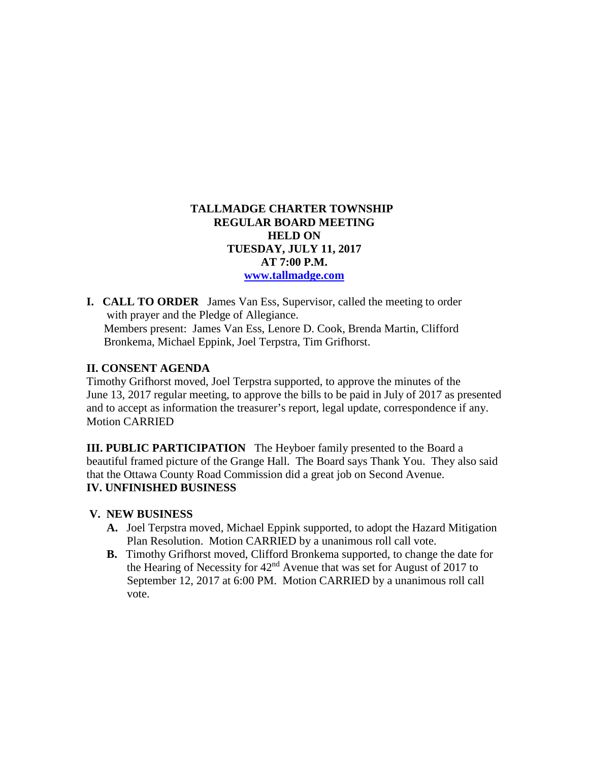# TALLMADGE CHARTER TOWNSHIP
## REGULAR BOARD MEETING
## HELD ON
## TUESDAY, JULY 11, 2017
## AT 7:00 P.M.

[www.tallmadge.com](http://www.tallmadge.com)

**I. CALL TO ORDER** James Van Ess, Supervisor, called the meeting to order with prayer and the Pledge of Allegiance.
Members present: James Van Ess, Lenore D. Cook, Brenda Martin, Clifford Bronkema, Michael Eppink, Joel Terpstra, Tim Grifhorst.

**II. CONSENT AGENDA**

Timothy Grifhorst moved, Joel Terpstra supported, to approve the minutes of the June 13, 2017 regular meeting, to approve the bills to be paid in July of 2017 as presented and to accept as information the treasurer's report, legal update, correspondence if any. Motion CARRIED

**III. PUBLIC PARTICIPATION** The Heyboer family presented to the Board a beautiful framed picture of the Grange Hall. The Board says Thank You. They also said that the Ottawa County Road Commission did a great job on Second Avenue.

**IV. UNFINISHED BUSINESS**

**V. NEW BUSINESS**

- **A.** Joel Terpstra moved, Michael Eppink supported, to adopt the Hazard Mitigation Plan Resolution. Motion CARRIED by a unanimous roll call vote.
- **B.** Timothy Grifhorst moved, Clifford Bronkema supported, to change the date for the Hearing of Necessity for 42nd Avenue that was set for August of 2017 to September 12, 2017 at 6:00 PM. Motion CARRIED by a unanimous roll call vote.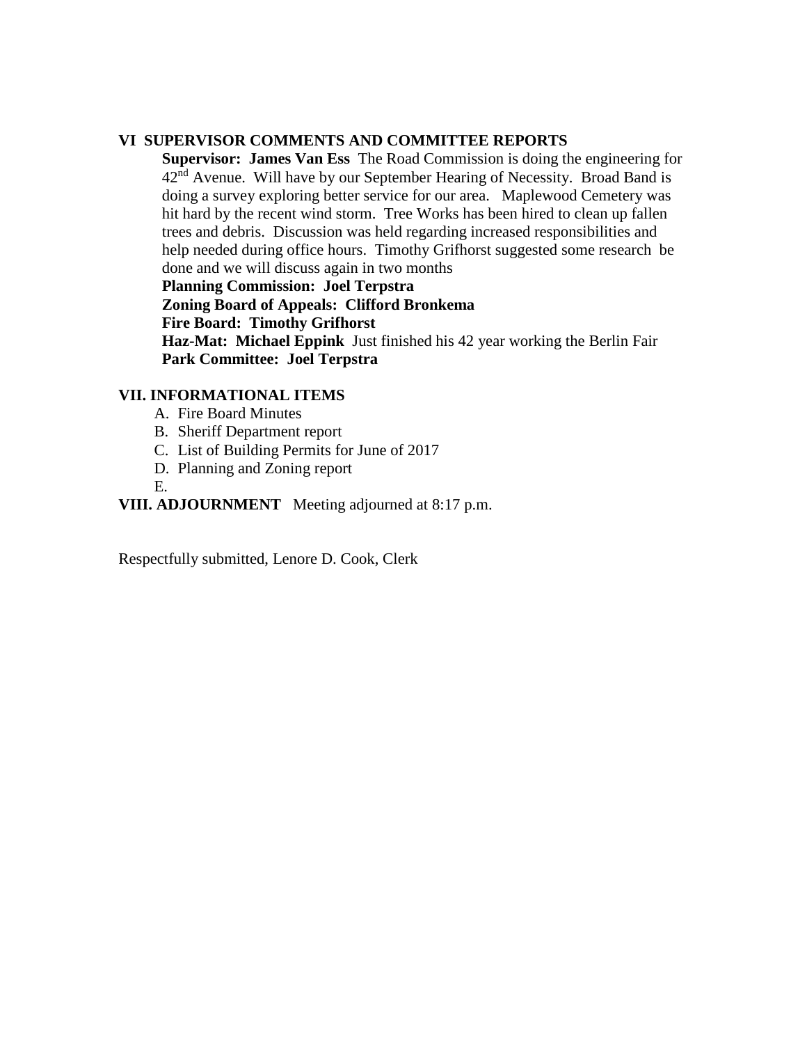## VI SUPERVISOR COMMENTS AND COMMITTEE REPORTS

**Supervisor: James Van Ess** The Road Commission is doing the engineering for 42nd Avenue. Will have by our September Hearing of Necessity. Broad Band is doing a survey exploring better service for our area. Maplewood Cemetery was hit hard by the recent wind storm. Tree Works has been hired to clean up fallen trees and debris. Discussion was held regarding increased responsibilities and help needed during office hours. Timothy Grifhorst suggested some research be done and we will discuss again in two months

**Planning Commission: Joel Terpstra**

**Zoning Board of Appeals: Clifford Bronkema**

**Fire Board: Timothy Grifhorst**

**Haz-Mat: Michael Eppink** Just finished his 42 year working the Berlin Fair

**Park Committee: Joel Terpstra**

## VII. INFORMATIONAL ITEMS

A. Fire Board Minutes
B. Sheriff Department report
C. List of Building Permits for June of 2017
D. Planning and Zoning report
E.

**VIII. ADJOURNMENT** Meeting adjourned at 8:17 p.m.

Respectfully submitted, Lenore D. Cook, Clerk